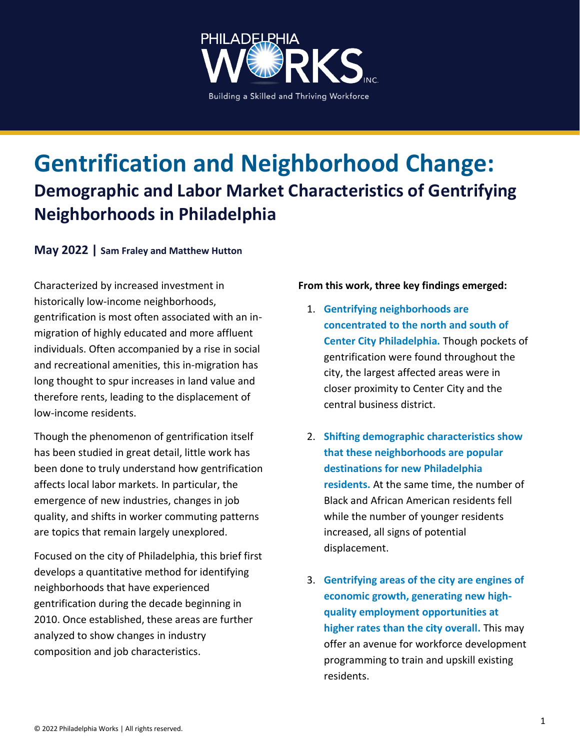PHILADELPHIA WORKS INC.

Building a Skilled and Thriving Workforce

# Gentrification and Neighborhood Change:

## Demographic and Labor Market Characteristics of Gentrifying Neighborhoods in Philadelphia

**May 2022 | Sam Fraley and Matthew Hutton**

Characterized by increased investment in historically low-income neighborhoods, gentrification is most often associated with an in-migration of highly educated and more affluent individuals. Often accompanied by a rise in social and recreational amenities, this in-migration has long thought to spur increases in land value and therefore rents, leading to the displacement of low-income residents.

Though the phenomenon of gentrification itself has been studied in great detail, little work has been done to truly understand how gentrification affects local labor markets. In particular, the emergence of new industries, changes in job quality, and shifts in worker commuting patterns are topics that remain largely unexplored.

Focused on the city of Philadelphia, this brief first develops a quantitative method for identifying neighborhoods that have experienced gentrification during the decade beginning in 2010. Once established, these areas are further analyzed to show changes in industry composition and job characteristics.

**From this work, three key findings emerged:**

1. **Gentrifying neighborhoods are concentrated to the north and south of Center City Philadelphia.** Though pockets of gentrification were found throughout the city, the largest affected areas were in closer proximity to Center City and the central business district.
2. **Shifting demographic characteristics show that these neighborhoods are popular destinations for new Philadelphia residents.** At the same time, the number of Black and African American residents fell while the number of younger residents increased, all signs of potential displacement.
3. **Gentrifying areas of the city are engines of economic growth, generating new high-quality employment opportunities at higher rates than the city overall.** This may offer an avenue for workforce development programming to train and upskill existing residents.

© 2022 Philadelphia Works | All rights reserved.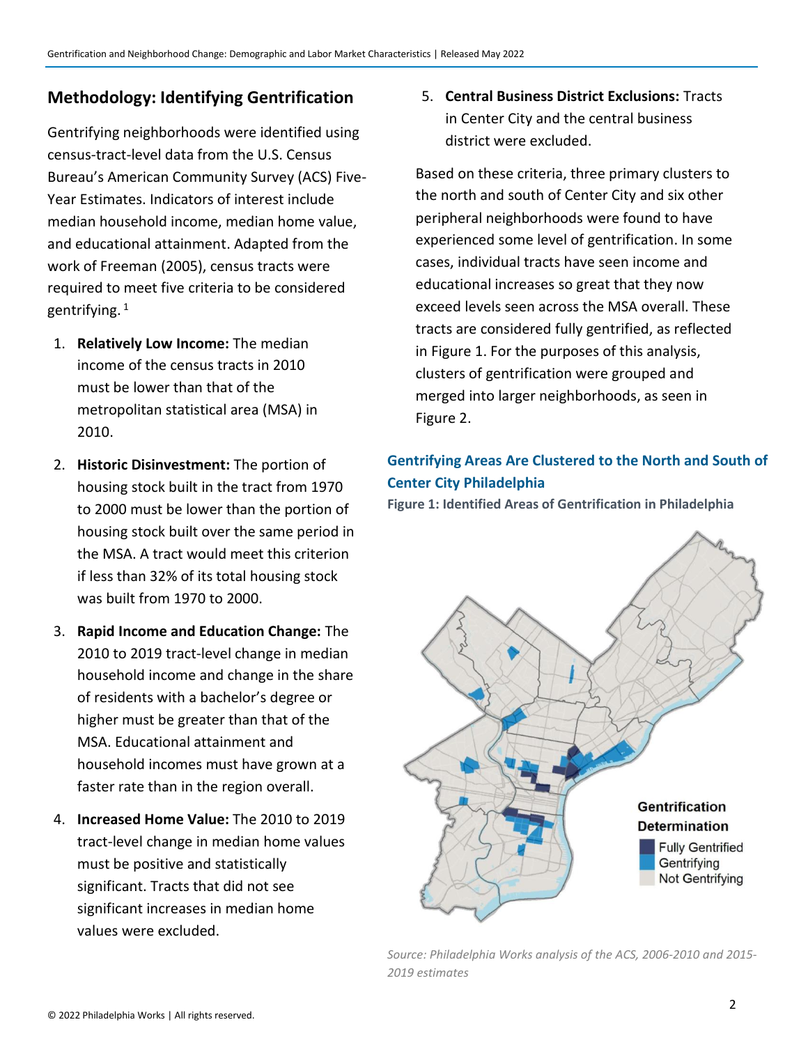## Methodology: Identifying Gentrification

Gentrifying neighborhoods were identified using census-tract-level data from the U.S. Census Bureau's American Community Survey (ACS) Five-Year Estimates. Indicators of interest include median household income, median home value, and educational attainment. Adapted from the work of Freeman (2005), census tracts were required to meet five criteria to be considered gentrifying. [1]

1. **Relatively Low Income:** The median income of the census tracts in 2010 must be lower than that of the metropolitan statistical area (MSA) in 2010.
2. **Historic Disinvestment:** The portion of housing stock built in the tract from 1970 to 2000 must be lower than the portion of housing stock built over the same period in the MSA. A tract would meet this criterion if less than 32% of its total housing stock was built from 1970 to 2000.
3. **Rapid Income and Education Change:** The 2010 to 2019 tract-level change in median household income and change in the share of residents with a bachelor's degree or higher must be greater than that of the MSA. Educational attainment and household incomes must have grown at a faster rate than in the region overall.
4. **Increased Home Value:** The 2010 to 2019 tract-level change in median home values must be positive and statistically significant. Tracts that did not see significant increases in median home values were excluded.
5. **Central Business District Exclusions:** Tracts in Center City and the central business district were excluded.

Based on these criteria, three primary clusters to the north and south of Center City and six other peripheral neighborhoods were found to have experienced some level of gentrification. In some cases, individual tracts have seen income and educational increases so great that they now exceed levels seen across the MSA overall. These tracts are considered fully gentrified, as reflected in Figure 1. For the purposes of this analysis, clusters of gentrification were grouped and merged into larger neighborhoods, as seen in Figure 2.

### Gentrifying Areas Are Clustered to the North and South of Center City Philadelphia

**Figure 1: Identified Areas of Gentrification in Philadelphia**

Gentrification Determination: Fully Gentrified; Gentrifying; Not Gentrifying

*Source: Philadelphia Works analysis of the ACS, 2006-2010 and 2015-2019 estimates*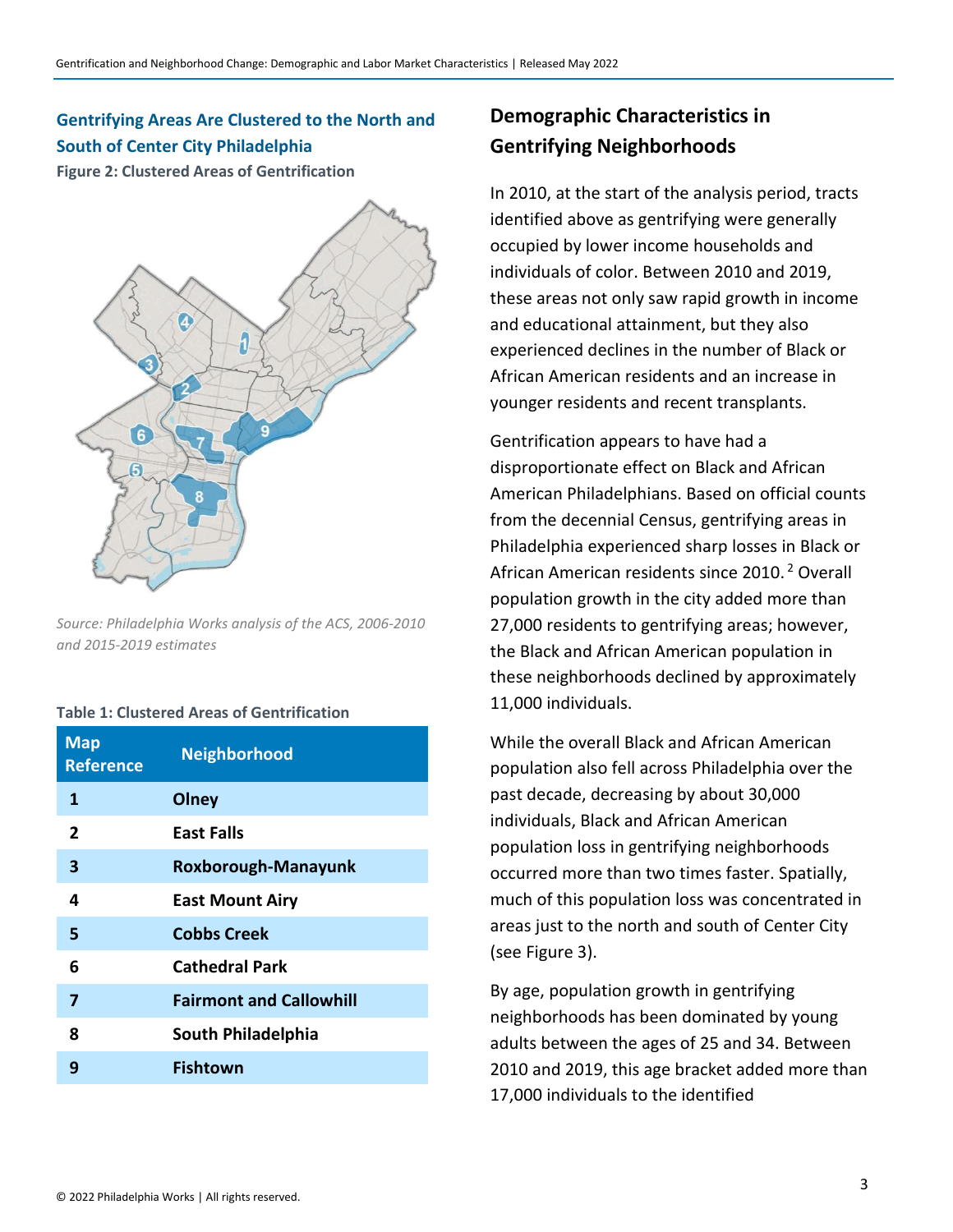## Gentrifying Areas Are Clustered to the North and South of Center City Philadelphia

**Figure 2: Clustered Areas of Gentrification**

*Source: Philadelphia Works analysis of the ACS, 2006-2010 and 2015-2019 estimates*

**Table 1: Clustered Areas of Gentrification**

| Map Reference | Neighborhood |
|---|---|
| 1 | Olney |
| 2 | East Falls |
| 3 | Roxborough-Manayunk |
| 4 | East Mount Airy |
| 5 | Cobbs Creek |
| 6 | Cathedral Park |
| 7 | Fairmont and Callowhill |
| 8 | South Philadelphia |
| 9 | Fishtown |

## Demographic Characteristics in Gentrifying Neighborhoods

In 2010, at the start of the analysis period, tracts identified above as gentrifying were generally occupied by lower income households and individuals of color. Between 2010 and 2019, these areas not only saw rapid growth in income and educational attainment, but they also experienced declines in the number of Black or African American residents and an increase in younger residents and recent transplants.

Gentrification appears to have had a disproportionate effect on Black and African American Philadelphians. Based on official counts from the decennial Census, gentrifying areas in Philadelphia experienced sharp losses in Black or African American residents since 2010.[2] Overall population growth in the city added more than 27,000 residents to gentrifying areas; however, the Black and African American population in these neighborhoods declined by approximately 11,000 individuals.

While the overall Black and African American population also fell across Philadelphia over the past decade, decreasing by about 30,000 individuals, Black and African American population loss in gentrifying neighborhoods occurred more than two times faster. Spatially, much of this population loss was concentrated in areas just to the north and south of Center City (see Figure 3).

By age, population growth in gentrifying neighborhoods has been dominated by young adults between the ages of 25 and 34. Between 2010 and 2019, this age bracket added more than 17,000 individuals to the identified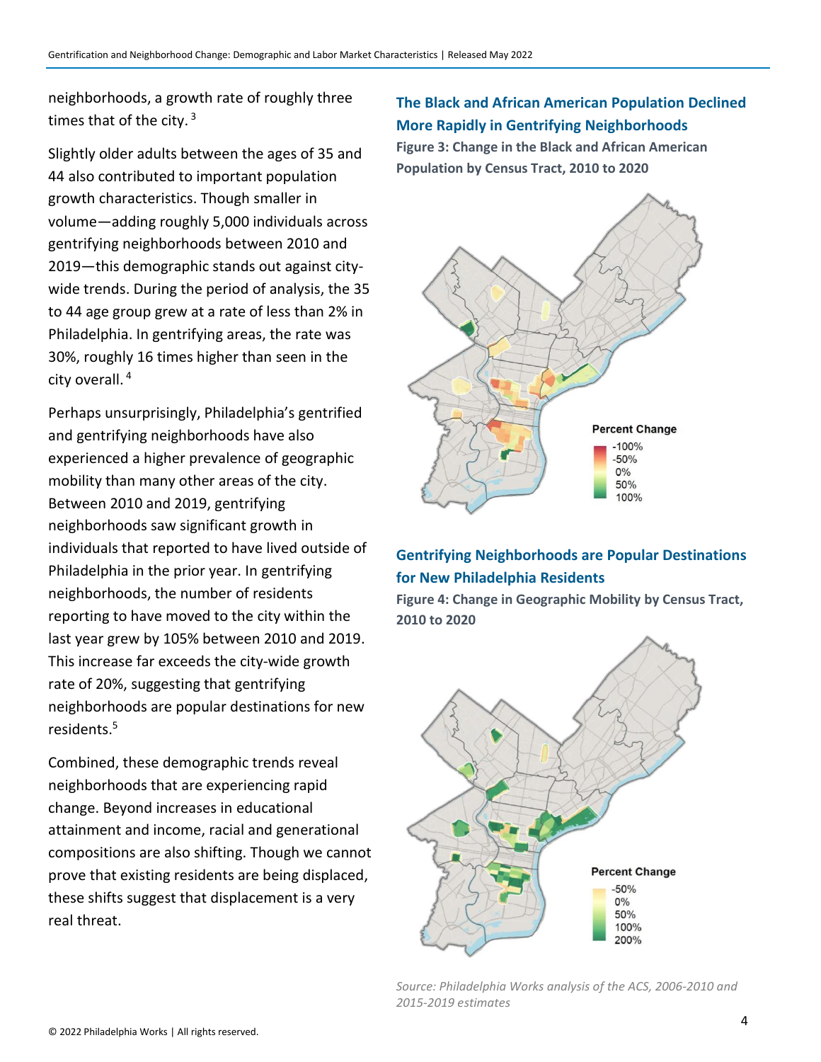neighborhoods, a growth rate of roughly three times that of the city.[3]

Slightly older adults between the ages of 35 and 44 also contributed to important population growth characteristics. Though smaller in volume—adding roughly 5,000 individuals across gentrifying neighborhoods between 2010 and 2019—this demographic stands out against city-wide trends. During the period of analysis, the 35 to 44 age group grew at a rate of less than 2% in Philadelphia. In gentrifying areas, the rate was 30%, roughly 16 times higher than seen in the city overall.[4]

Perhaps unsurprisingly, Philadelphia's gentrified and gentrifying neighborhoods have also experienced a higher prevalence of geographic mobility than many other areas of the city. Between 2010 and 2019, gentrifying neighborhoods saw significant growth in individuals that reported to have lived outside of Philadelphia in the prior year. In gentrifying neighborhoods, the number of residents reporting to have moved to the city within the last year grew by 105% between 2010 and 2019. This increase far exceeds the city-wide growth rate of 20%, suggesting that gentrifying neighborhoods are popular destinations for new residents.[5]

Combined, these demographic trends reveal neighborhoods that are experiencing rapid change. Beyond increases in educational attainment and income, racial and generational compositions are also shifting. Though we cannot prove that existing residents are being displaced, these shifts suggest that displacement is a very real threat.

## The Black and African American Population Declined More Rapidly in Gentrifying Neighborhoods

**Figure 3: Change in the Black and African American Population by Census Tract, 2010 to 2020**

Percent Change: -100%, -50%, 0%, 50%, 100%

## Gentrifying Neighborhoods are Popular Destinations for New Philadelphia Residents

**Figure 4: Change in Geographic Mobility by Census Tract, 2010 to 2020**

Percent Change: -50%, 0%, 50%, 100%, 200%

*Source: Philadelphia Works analysis of the ACS, 2006-2010 and 2015-2019 estimates*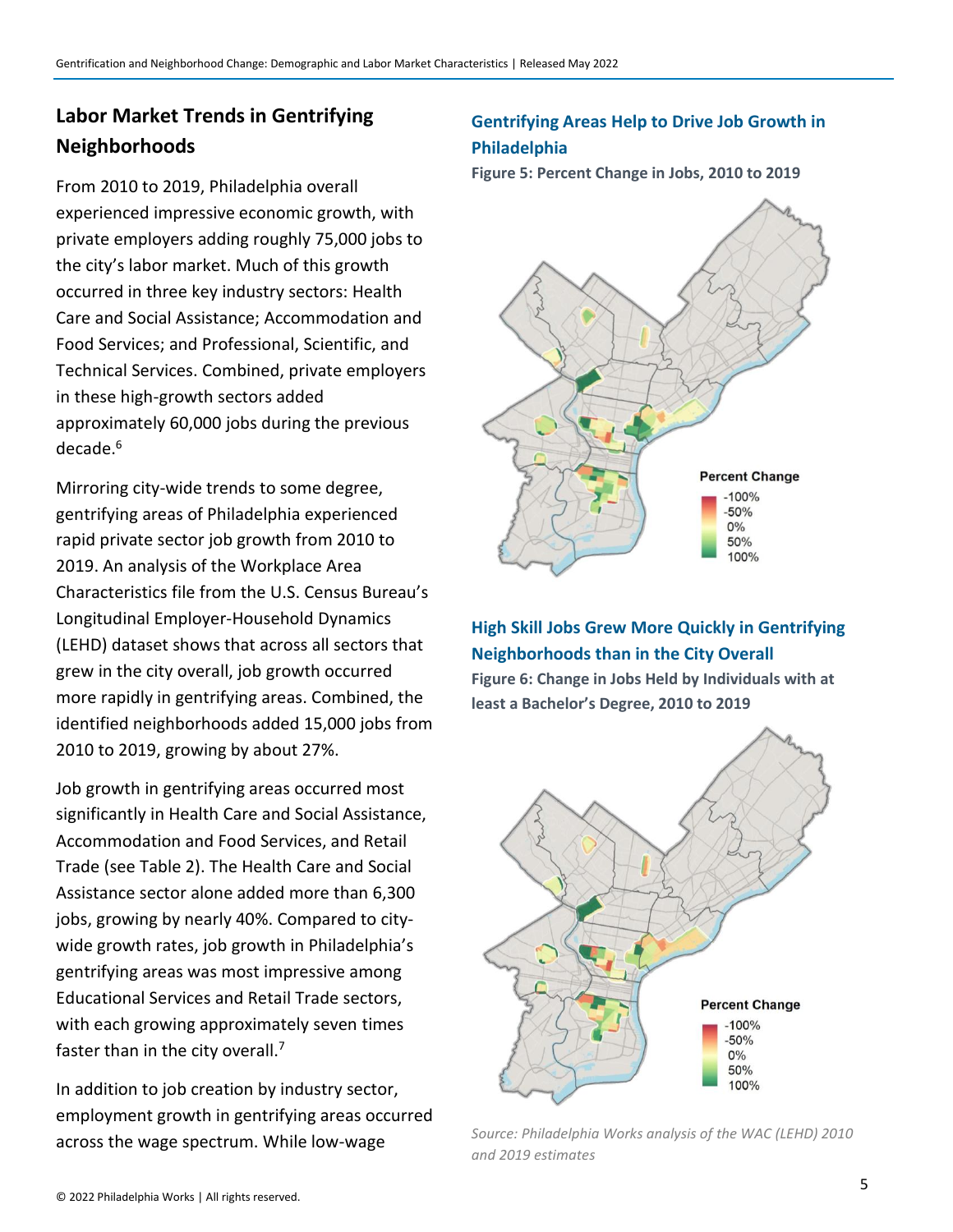## Labor Market Trends in Gentrifying Neighborhoods

From 2010 to 2019, Philadelphia overall experienced impressive economic growth, with private employers adding roughly 75,000 jobs to the city's labor market. Much of this growth occurred in three key industry sectors: Health Care and Social Assistance; Accommodation and Food Services; and Professional, Scientific, and Technical Services. Combined, private employers in these high-growth sectors added approximately 60,000 jobs during the previous decade.[6]

Mirroring city-wide trends to some degree, gentrifying areas of Philadelphia experienced rapid private sector job growth from 2010 to 2019. An analysis of the Workplace Area Characteristics file from the U.S. Census Bureau's Longitudinal Employer-Household Dynamics (LEHD) dataset shows that across all sectors that grew in the city overall, job growth occurred more rapidly in gentrifying areas. Combined, the identified neighborhoods added 15,000 jobs from 2010 to 2019, growing by about 27%.

Job growth in gentrifying areas occurred most significantly in Health Care and Social Assistance, Accommodation and Food Services, and Retail Trade (see Table 2). The Health Care and Social Assistance sector alone added more than 6,300 jobs, growing by nearly 40%. Compared to city-wide growth rates, job growth in Philadelphia's gentrifying areas was most impressive among Educational Services and Retail Trade sectors, with each growing approximately seven times faster than in the city overall.[7]

In addition to job creation by industry sector, employment growth in gentrifying areas occurred across the wage spectrum. While low-wage

### Gentrifying Areas Help to Drive Job Growth in Philadelphia

**Figure 5: Percent Change in Jobs, 2010 to 2019**

Percent Change: -100%, -50%, 0%, 50%, 100%

### High Skill Jobs Grew More Quickly in Gentrifying Neighborhoods than in the City Overall

**Figure 6: Change in Jobs Held by Individuals with at least a Bachelor's Degree, 2010 to 2019**

Percent Change: -100%, -50%, 0%, 50%, 100%

*Source: Philadelphia Works analysis of the WAC (LEHD) 2010 and 2019 estimates*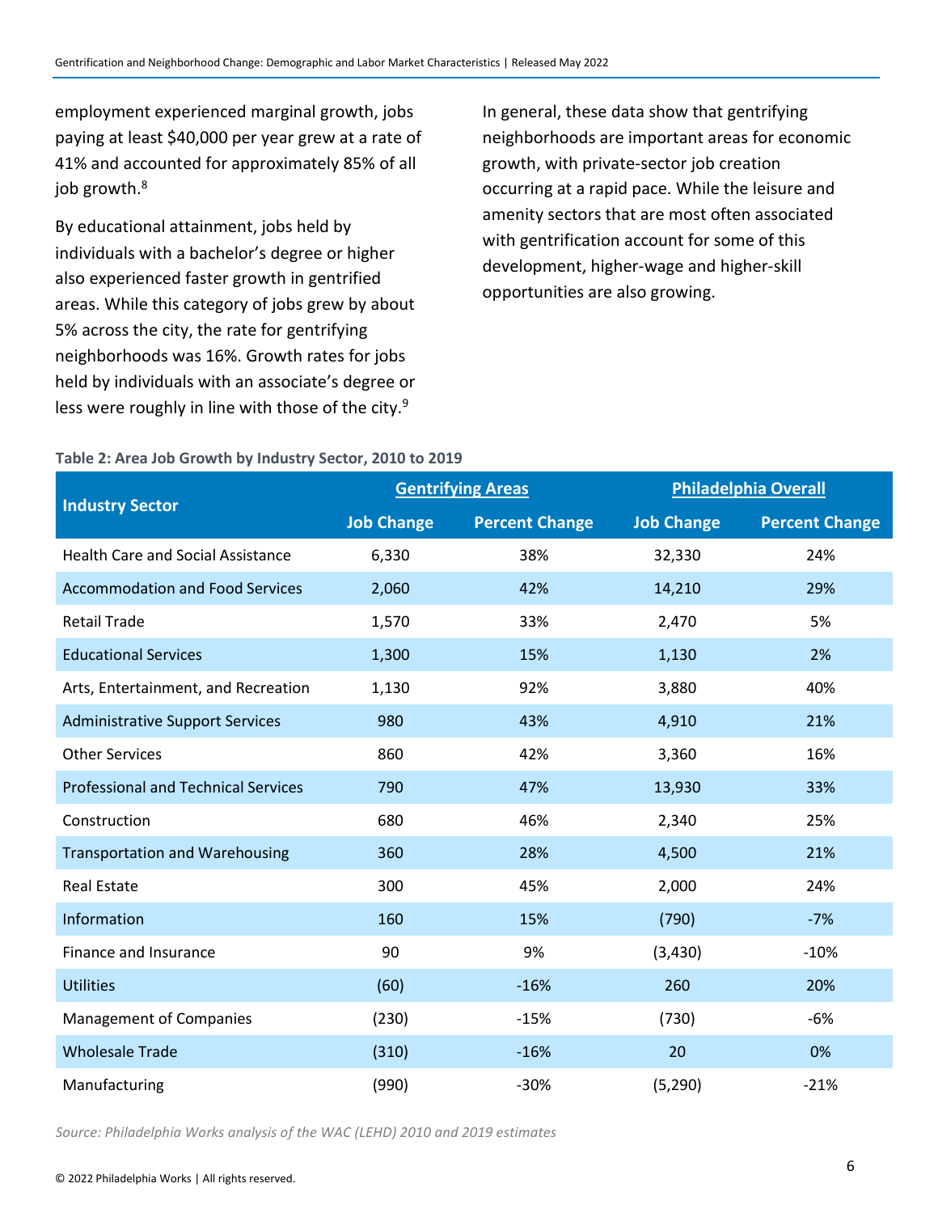employment experienced marginal growth, jobs paying at least $40,000 per year grew at a rate of 41% and accounted for approximately 85% of all job growth.[8]

By educational attainment, jobs held by individuals with a bachelor's degree or higher also experienced faster growth in gentrified areas. While this category of jobs grew by about 5% across the city, the rate for gentrifying neighborhoods was 16%. Growth rates for jobs held by individuals with an associate's degree or less were roughly in line with those of the city.[9]

In general, these data show that gentrifying neighborhoods are important areas for economic growth, with private-sector job creation occurring at a rapid pace. While the leisure and amenity sectors that are most often associated with gentrification account for some of this development, higher-wage and higher-skill opportunities are also growing.

**Table 2: Area Job Growth by Industry Sector, 2010 to 2019**

| Industry Sector | Gentrifying Areas | | Philadelphia Overall | |
|---|---|---|---|---|
| | Job Change | Percent Change | Job Change | Percent Change |
| Health Care and Social Assistance | 6,330 | 38% | 32,330 | 24% |
| Accommodation and Food Services | 2,060 | 42% | 14,210 | 29% |
| Retail Trade | 1,570 | 33% | 2,470 | 5% |
| Educational Services | 1,300 | 15% | 1,130 | 2% |
| Arts, Entertainment, and Recreation | 1,130 | 92% | 3,880 | 40% |
| Administrative Support Services | 980 | 43% | 4,910 | 21% |
| Other Services | 860 | 42% | 3,360 | 16% |
| Professional and Technical Services | 790 | 47% | 13,930 | 33% |
| Construction | 680 | 46% | 2,340 | 25% |
| Transportation and Warehousing | 360 | 28% | 4,500 | 21% |
| Real Estate | 300 | 45% | 2,000 | 24% |
| Information | 160 | 15% | (790) | -7% |
| Finance and Insurance | 90 | 9% | (3,430) | -10% |
| Utilities | (60) | -16% | 260 | 20% |
| Management of Companies | (230) | -15% | (730) | -6% |
| Wholesale Trade | (310) | -16% | 20 | 0% |
| Manufacturing | (990) | -30% | (5,290) | -21% |

*Source: Philadelphia Works analysis of the WAC (LEHD) 2010 and 2019 estimates*

© 2022 Philadelphia Works | All rights reserved.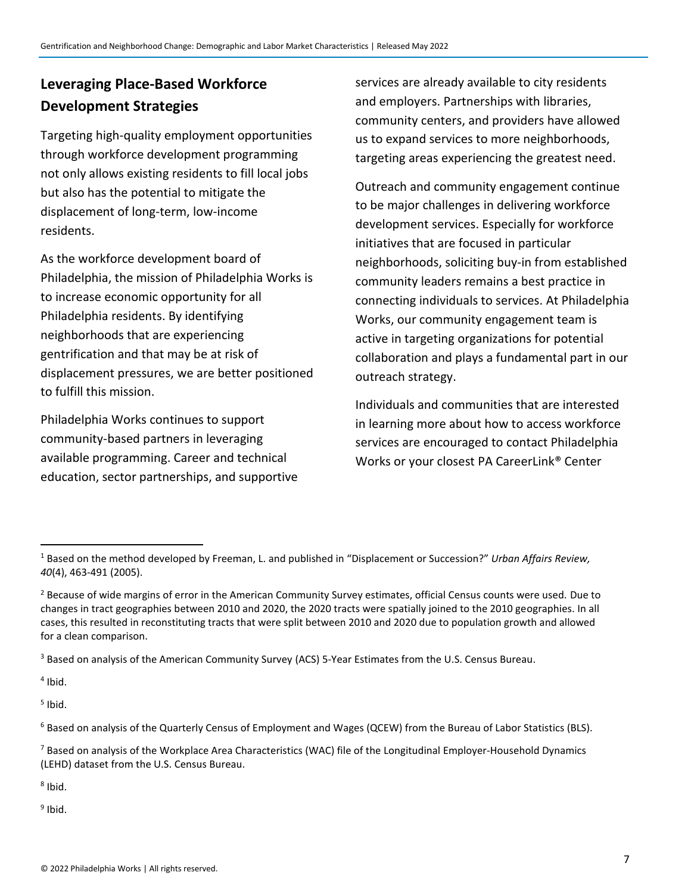## Leveraging Place-Based Workforce Development Strategies

Targeting high-quality employment opportunities through workforce development programming not only allows existing residents to fill local jobs but also has the potential to mitigate the displacement of long-term, low-income residents.

As the workforce development board of Philadelphia, the mission of Philadelphia Works is to increase economic opportunity for all Philadelphia residents. By identifying neighborhoods that are experiencing gentrification and that may be at risk of displacement pressures, we are better positioned to fulfill this mission.

Philadelphia Works continues to support community-based partners in leveraging available programming. Career and technical education, sector partnerships, and supportive services are already available to city residents and employers. Partnerships with libraries, community centers, and providers have allowed us to expand services to more neighborhoods, targeting areas experiencing the greatest need.

Outreach and community engagement continue to be major challenges in delivering workforce development services. Especially for workforce initiatives that are focused in particular neighborhoods, soliciting buy-in from established community leaders remains a best practice in connecting individuals to services. At Philadelphia Works, our community engagement team is active in targeting organizations for potential collaboration and plays a fundamental part in our outreach strategy.

Individuals and communities that are interested in learning more about how to access workforce services are encouraged to contact Philadelphia Works or your closest PA CareerLink® Center

---

[1] Based on the method developed by Freeman, L. and published in "Displacement or Succession?" *Urban Affairs Review, 40*(4), 463-491 (2005).

[2] Because of wide margins of error in the American Community Survey estimates, official Census counts were used. Due to changes in tract geographies between 2010 and 2020, the 2020 tracts were spatially joined to the 2010 geographies. In all cases, this resulted in reconstituting tracts that were split between 2010 and 2020 due to population growth and allowed for a clean comparison.

[3] Based on analysis of the American Community Survey (ACS) 5-Year Estimates from the U.S. Census Bureau.

[4] Ibid.

[5] Ibid.

[6] Based on analysis of the Quarterly Census of Employment and Wages (QCEW) from the Bureau of Labor Statistics (BLS).

[7] Based on analysis of the Workplace Area Characteristics (WAC) file of the Longitudinal Employer-Household Dynamics (LEHD) dataset from the U.S. Census Bureau.

[8] Ibid.

[9] Ibid.